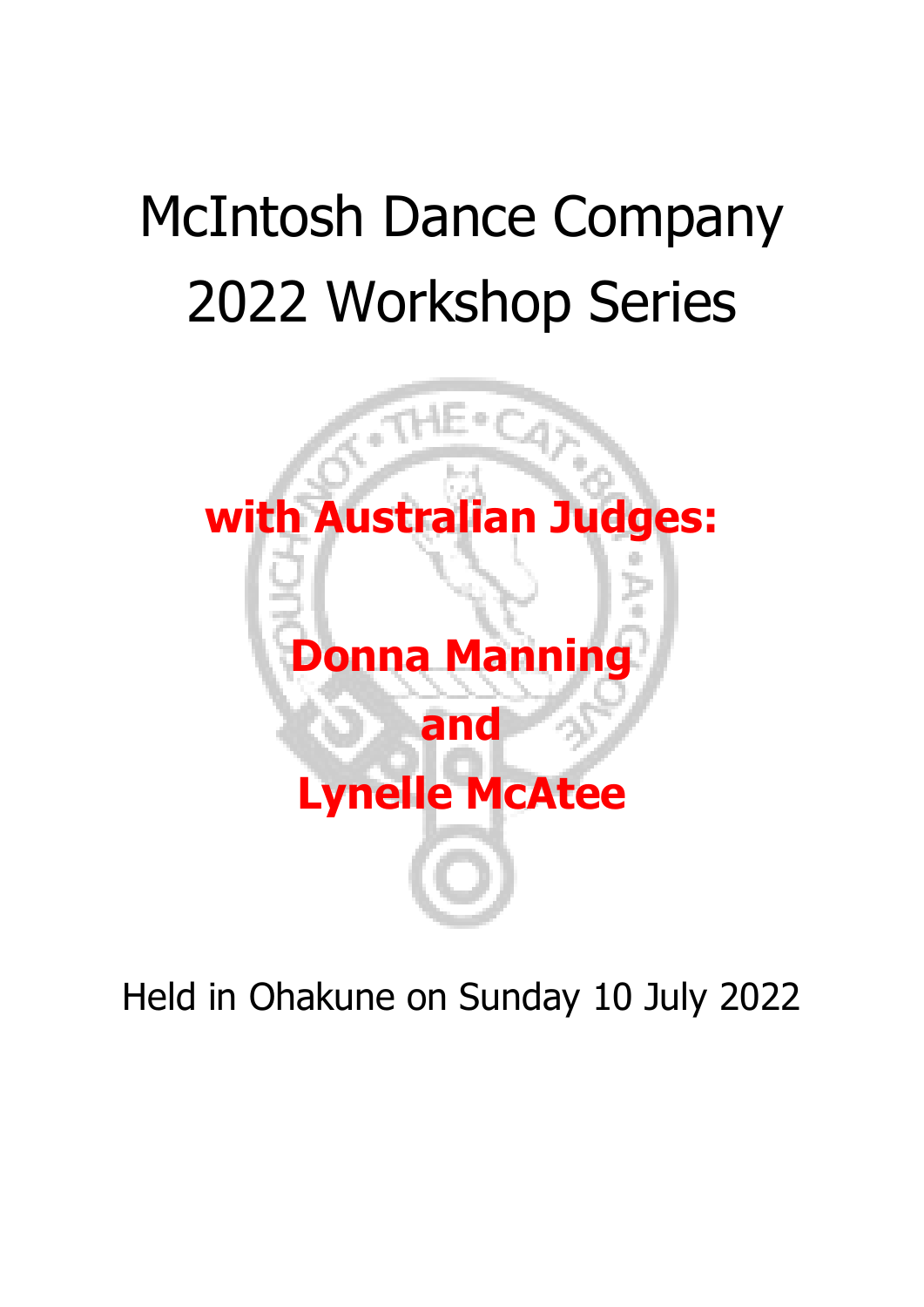# McIntosh Dance Company 2022 Workshop Series

**with Australian Judges:**

**Donna Manning**

**and**

**Lynelle McAtee**

Held in Ohakune on Sunday 10 July 2022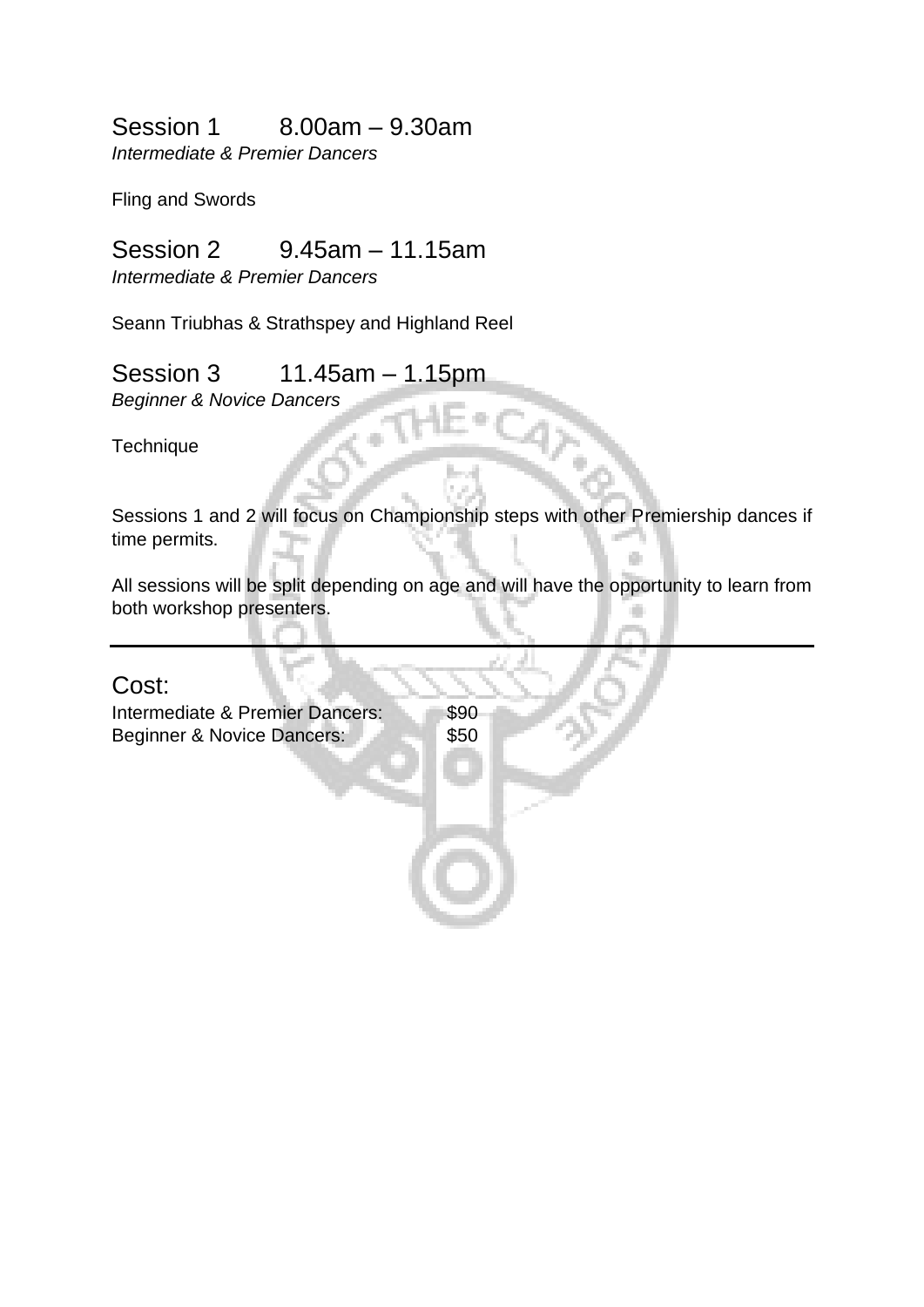## Session 1 8.00am – 9.30am

*Intermediate & Premier Dancers*

Fling and Swords

## Session 2 9.45am – 11.15am

*Intermediate & Premier Dancers*

Seann Triubhas & Strathspey and Highland Reel

## Session 3 11.45am – 1.15pm

*Beginner & Novice Dancers*

Technique

Sessions 1 and 2 will focus on Championship steps with other Premiership dances if time permits.

All sessions will be split depending on age and will have the opportunity to learn from both workshop presenters.

---

## Cost:

| | |
|---|---|
| Intermediate & Premier Dancers: | $90 |
| Beginner & Novice Dancers: | $50 |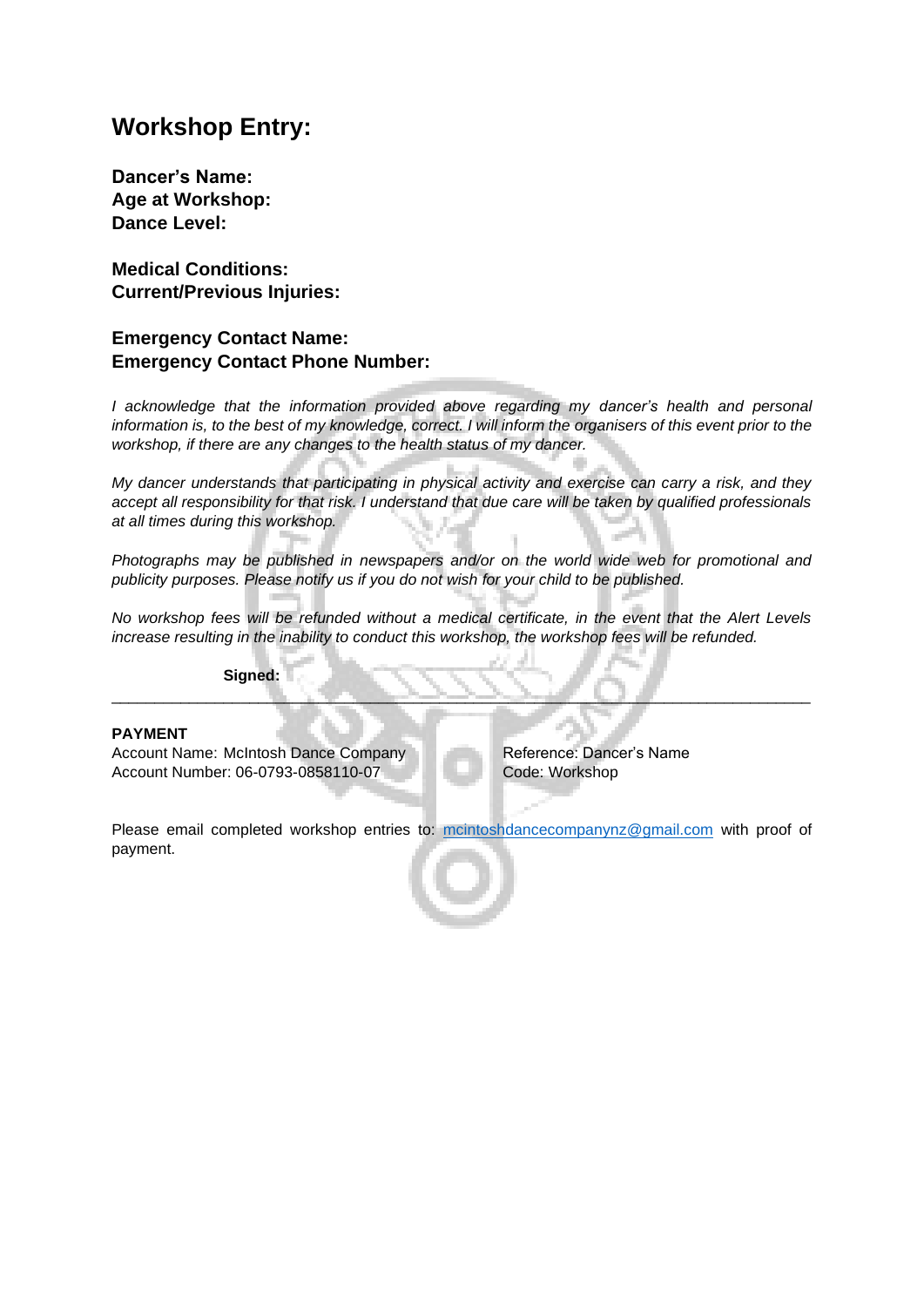## Workshop Entry:

**Dancer's Name:**
**Age at Workshop:**
**Dance Level:**

**Medical Conditions:**
**Current/Previous Injuries:**

**Emergency Contact Name:**
**Emergency Contact Phone Number:**

*I acknowledge that the information provided above regarding my dancer's health and personal information is, to the best of my knowledge, correct. I will inform the organisers of this event prior to the workshop, if there are any changes to the health status of my dancer.*

*My dancer understands that participating in physical activity and exercise can carry a risk, and they accept all responsibility for that risk. I understand that due care will be taken by qualified professionals at all times during this workshop.*

*Photographs may be published in newspapers and/or on the world wide web for promotional and publicity purposes. Please notify us if you do not wish for your child to be published.*

*No workshop fees will be refunded without a medical certificate, in the event that the Alert Levels increase resulting in the inability to conduct this workshop, the workshop fees will be refunded.*

**Signed:**

---

**PAYMENT**

Account Name: McIntosh Dance Company
Account Number: 06-0793-0858110-07

Reference: Dancer's Name
Code: Workshop

Please email completed workshop entries to: mcintoshdancecompanynz@gmail.com with proof of payment.